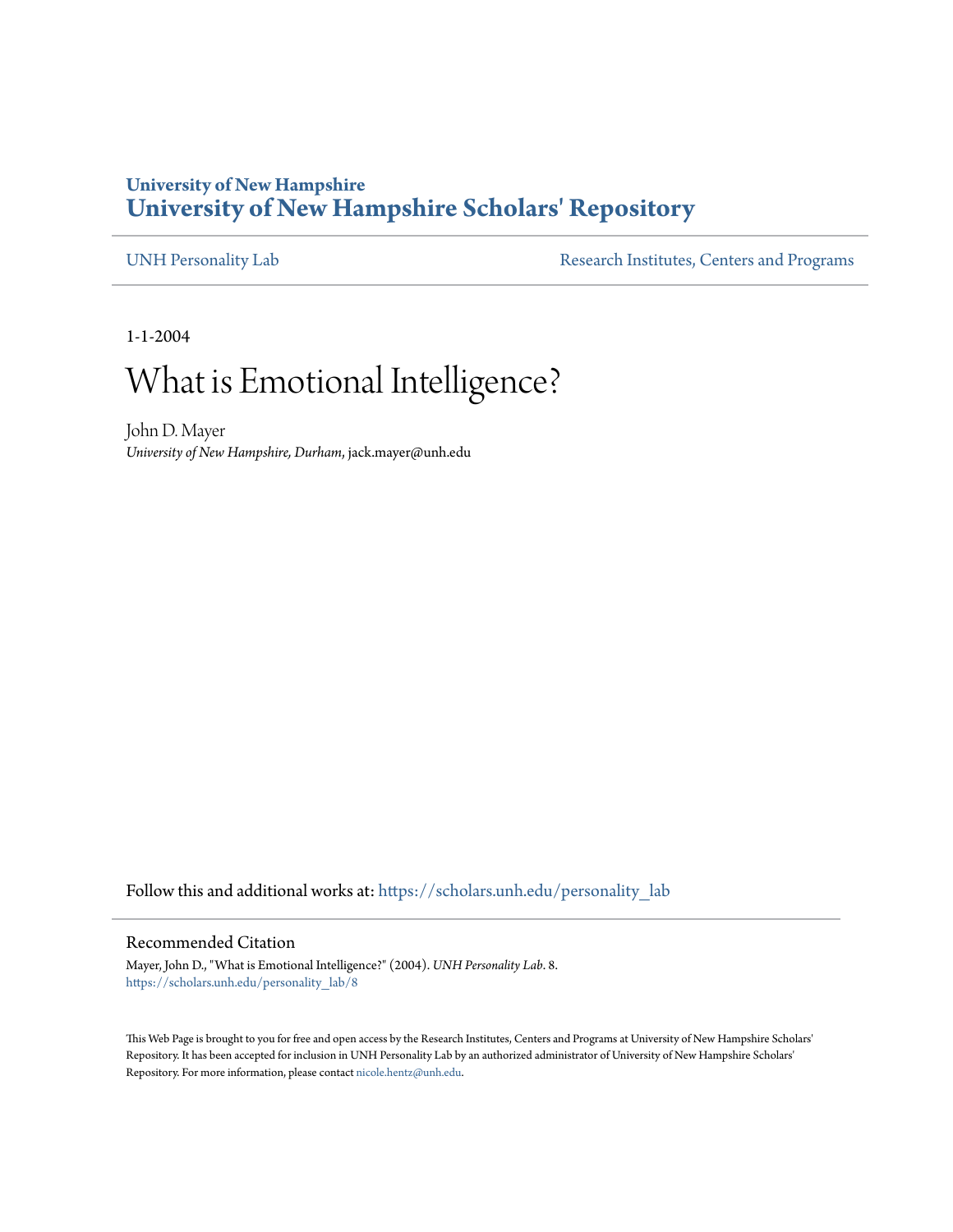# University of New Hampshire
# University of New Hampshire Scholars' Repository

UNH Personality Lab | Research Institutes, Centers and Programs

1-1-2004

# What is Emotional Intelligence?

John D. Mayer
*University of New Hampshire, Durham*, jack.mayer@unh.edu

Follow this and additional works at: https://scholars.unh.edu/personality_lab

## Recommended Citation

Mayer, John D., "What is Emotional Intelligence?" (2004). *UNH Personality Lab*. 8.
https://scholars.unh.edu/personality_lab/8

This Web Page is brought to you for free and open access by the Research Institutes, Centers and Programs at University of New Hampshire Scholars' Repository. It has been accepted for inclusion in UNH Personality Lab by an authorized administrator of University of New Hampshire Scholars' Repository. For more information, please contact nicole.hentz@unh.edu.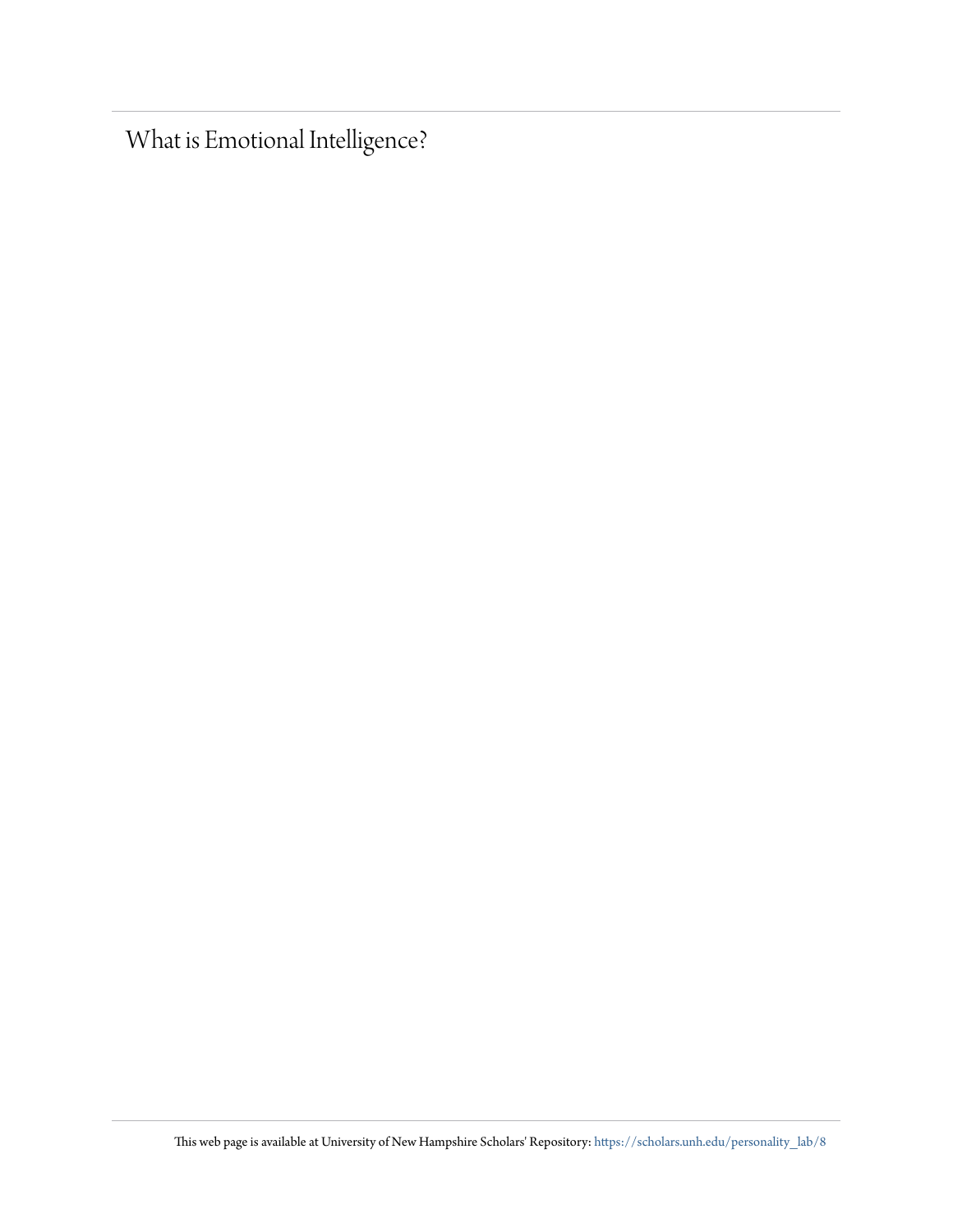# What is Emotional Intelligence?

This web page is available at University of New Hampshire Scholars' Repository: https://scholars.unh.edu/personality_lab/8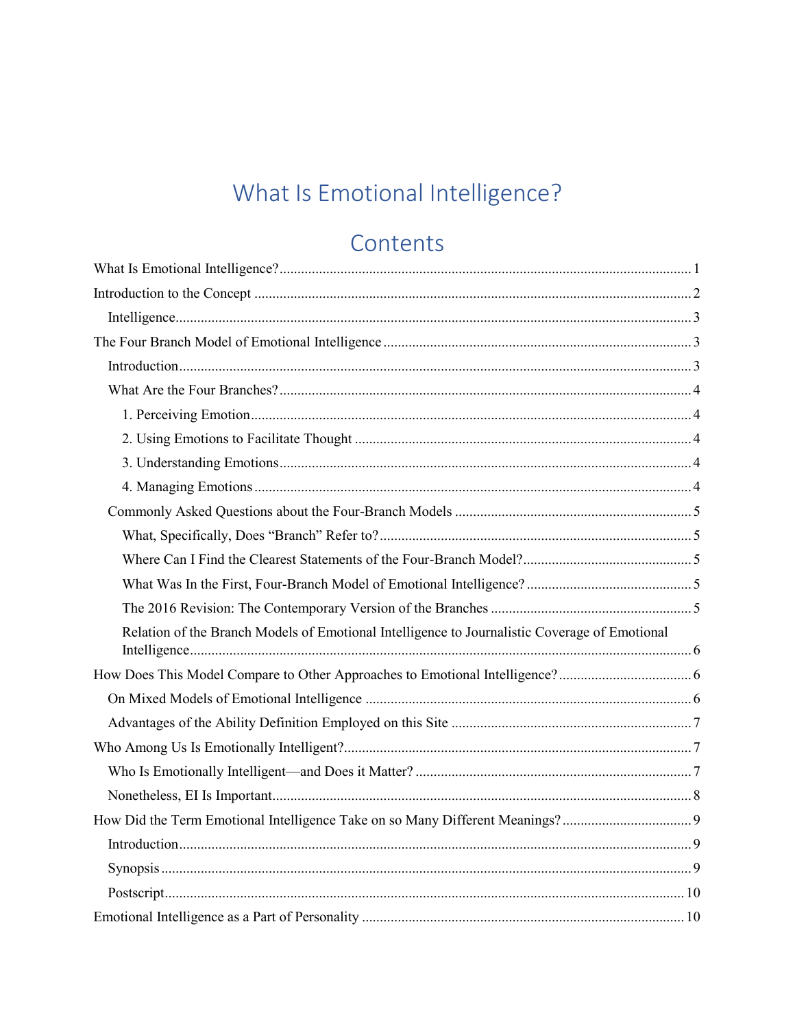# What Is Emotional Intelligence?

# Contents

What Is Emotional Intelligence? .......... 1

Introduction to the Concept .......... 2

- Intelligence .......... 3

The Four Branch Model of Emotional Intelligence .......... 3

- Introduction .......... 3
- What Are the Four Branches? .......... 4
  - 1. Perceiving Emotion .......... 4
  - 2. Using Emotions to Facilitate Thought .......... 4
  - 3. Understanding Emotions .......... 4
  - 4. Managing Emotions .......... 4
- Commonly Asked Questions about the Four-Branch Models .......... 5
  - What, Specifically, Does “Branch” Refer to? .......... 5
  - Where Can I Find the Clearest Statements of the Four-Branch Model? .......... 5
  - What Was In the First, Four-Branch Model of Emotional Intelligence? .......... 5
  - The 2016 Revision: The Contemporary Version of the Branches .......... 5
  - Relation of the Branch Models of Emotional Intelligence to Journalistic Coverage of Emotional Intelligence .......... 6

How Does This Model Compare to Other Approaches to Emotional Intelligence? .......... 6

- On Mixed Models of Emotional Intelligence .......... 6
- Advantages of the Ability Definition Employed on this Site .......... 7

Who Among Us Is Emotionally Intelligent? .......... 7

- Who Is Emotionally Intelligent—and Does it Matter? .......... 7
- Nonetheless, EI Is Important .......... 8

How Did the Term Emotional Intelligence Take on so Many Different Meanings? .......... 9

- Introduction .......... 9
- Synopsis .......... 9
- Postscript .......... 10

Emotional Intelligence as a Part of Personality .......... 10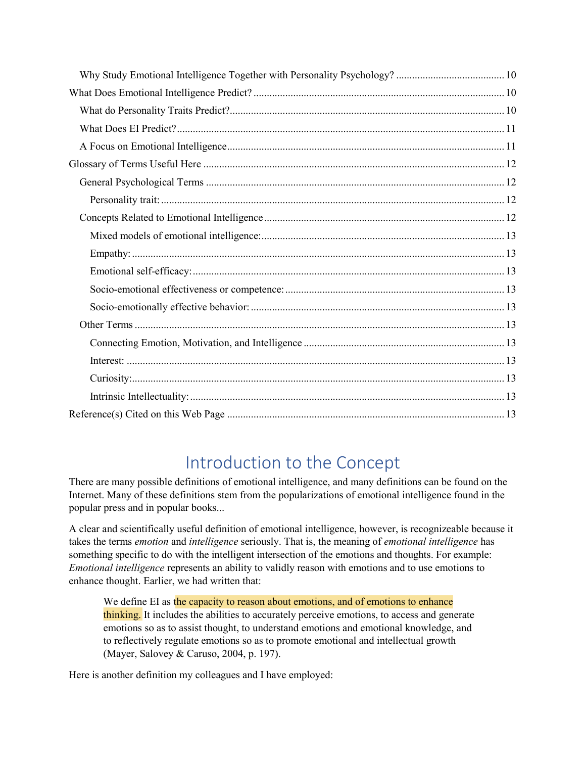Why Study Emotional Intelligence Together with Personality Psychology? ........................................ 10

What Does Emotional Intelligence Predict? .......................................................................................... 10

What do Personality Traits Predict? ...................................................................................................... 10

What Does EI Predict? .......................................................................................................................... 11

A Focus on Emotional Intelligence ....................................................................................................... 11

Glossary of Terms Useful Here ............................................................................................................. 12

General Psychological Terms ............................................................................................................... 12

Personality trait: .................................................................................................................................... 12

Concepts Related to Emotional Intelligence ......................................................................................... 12

Mixed models of emotional intelligence: .............................................................................................. 13

Empathy: ............................................................................................................................................... 13

Emotional self-efficacy: ........................................................................................................................ 13

Socio-emotional effectiveness or competence: ..................................................................................... 13

Socio-emotionally effective behavior: .................................................................................................. 13

Other Terms .......................................................................................................................................... 13

Connecting Emotion, Motivation, and Intelligence .............................................................................. 13

Interest: ................................................................................................................................................. 13

Curiosity: .............................................................................................................................................. 13

Intrinsic Intellectuality: ......................................................................................................................... 13

Reference(s) Cited on this Web Page ................................................................................................... 13

# Introduction to the Concept

There are many possible definitions of emotional intelligence, and many definitions can be found on the Internet. Many of these definitions stem from the popularizations of emotional intelligence found in the popular press and in popular books...

A clear and scientifically useful definition of emotional intelligence, however, is recognizeable because it takes the terms *emotion* and *intelligence* seriously. That is, the meaning of *emotional intelligence* has something specific to do with the intelligent intersection of the emotions and thoughts. For example: *Emotional intelligence* represents an ability to validly reason with emotions and to use emotions to enhance thought. Earlier, we had written that:

> We define EI as the capacity to reason about emotions, and of emotions to enhance thinking. It includes the abilities to accurately perceive emotions, to access and generate emotions so as to assist thought, to understand emotions and emotional knowledge, and to reflectively regulate emotions so as to promote emotional and intellectual growth (Mayer, Salovey & Caruso, 2004, p. 197).

Here is another definition my colleagues and I have employed: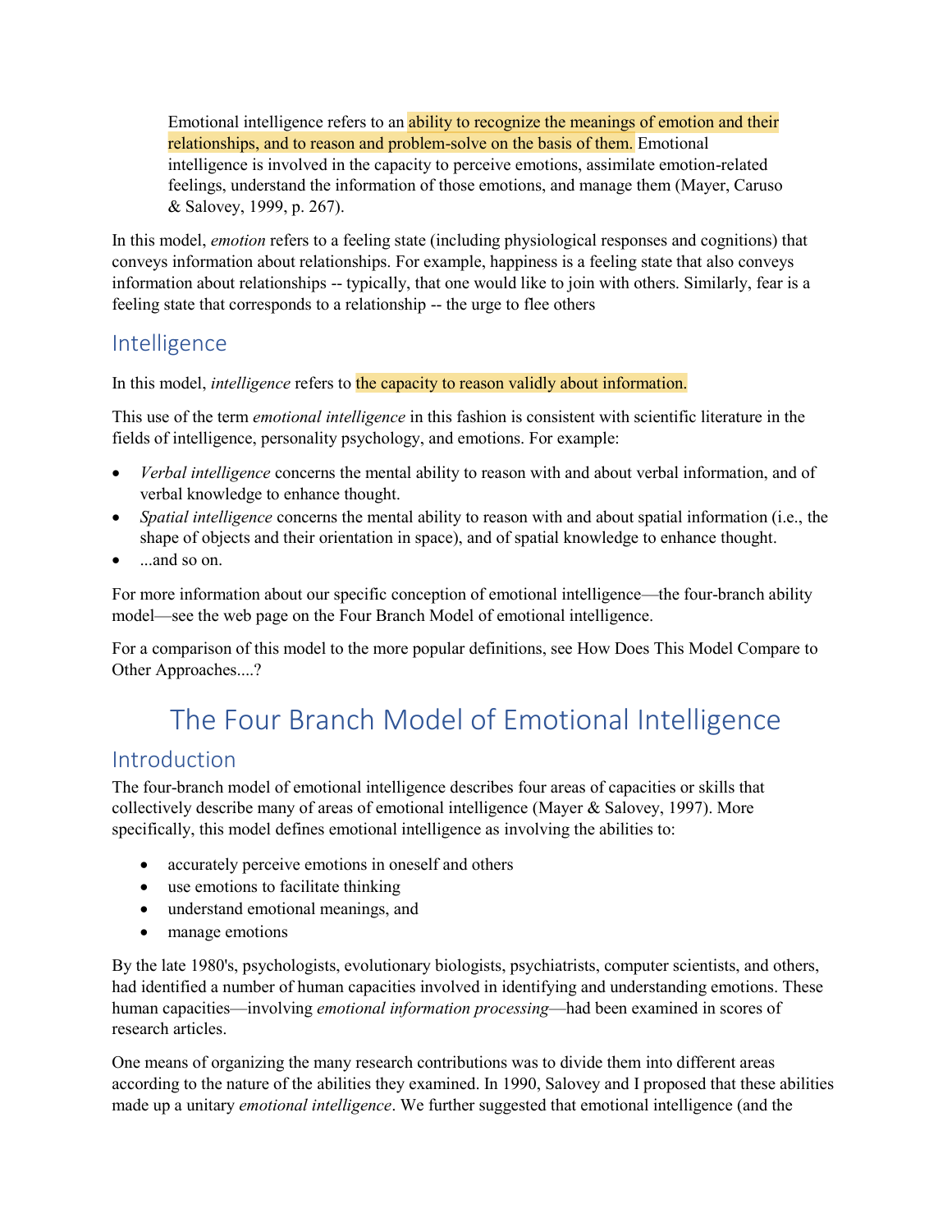> Emotional intelligence refers to an ability to recognize the meanings of emotion and their relationships, and to reason and problem-solve on the basis of them. Emotional intelligence is involved in the capacity to perceive emotions, assimilate emotion-related feelings, understand the information of those emotions, and manage them (Mayer, Caruso & Salovey, 1999, p. 267).

In this model, *emotion* refers to a feeling state (including physiological responses and cognitions) that conveys information about relationships. For example, happiness is a feeling state that also conveys information about relationships -- typically, that one would like to join with others. Similarly, fear is a feeling state that corresponds to a relationship -- the urge to flee others

## Intelligence

In this model, *intelligence* refers to the capacity to reason validly about information.

This use of the term *emotional intelligence* in this fashion is consistent with scientific literature in the fields of intelligence, personality psychology, and emotions. For example:

- *Verbal intelligence* concerns the mental ability to reason with and about verbal information, and of verbal knowledge to enhance thought.
- *Spatial intelligence* concerns the mental ability to reason with and about spatial information (i.e., the shape of objects and their orientation in space), and of spatial knowledge to enhance thought.
- ...and so on.

For more information about our specific conception of emotional intelligence—the four-branch ability model—see the web page on the Four Branch Model of emotional intelligence.

For a comparison of this model to the more popular definitions, see How Does This Model Compare to Other Approaches....?

# The Four Branch Model of Emotional Intelligence

## Introduction

The four-branch model of emotional intelligence describes four areas of capacities or skills that collectively describe many of areas of emotional intelligence (Mayer & Salovey, 1997). More specifically, this model defines emotional intelligence as involving the abilities to:

- accurately perceive emotions in oneself and others
- use emotions to facilitate thinking
- understand emotional meanings, and
- manage emotions

By the late 1980's, psychologists, evolutionary biologists, psychiatrists, computer scientists, and others, had identified a number of human capacities involved in identifying and understanding emotions. These human capacities—involving *emotional information processing*—had been examined in scores of research articles.

One means of organizing the many research contributions was to divide them into different areas according to the nature of the abilities they examined. In 1990, Salovey and I proposed that these abilities made up a unitary *emotional intelligence*. We further suggested that emotional intelligence (and the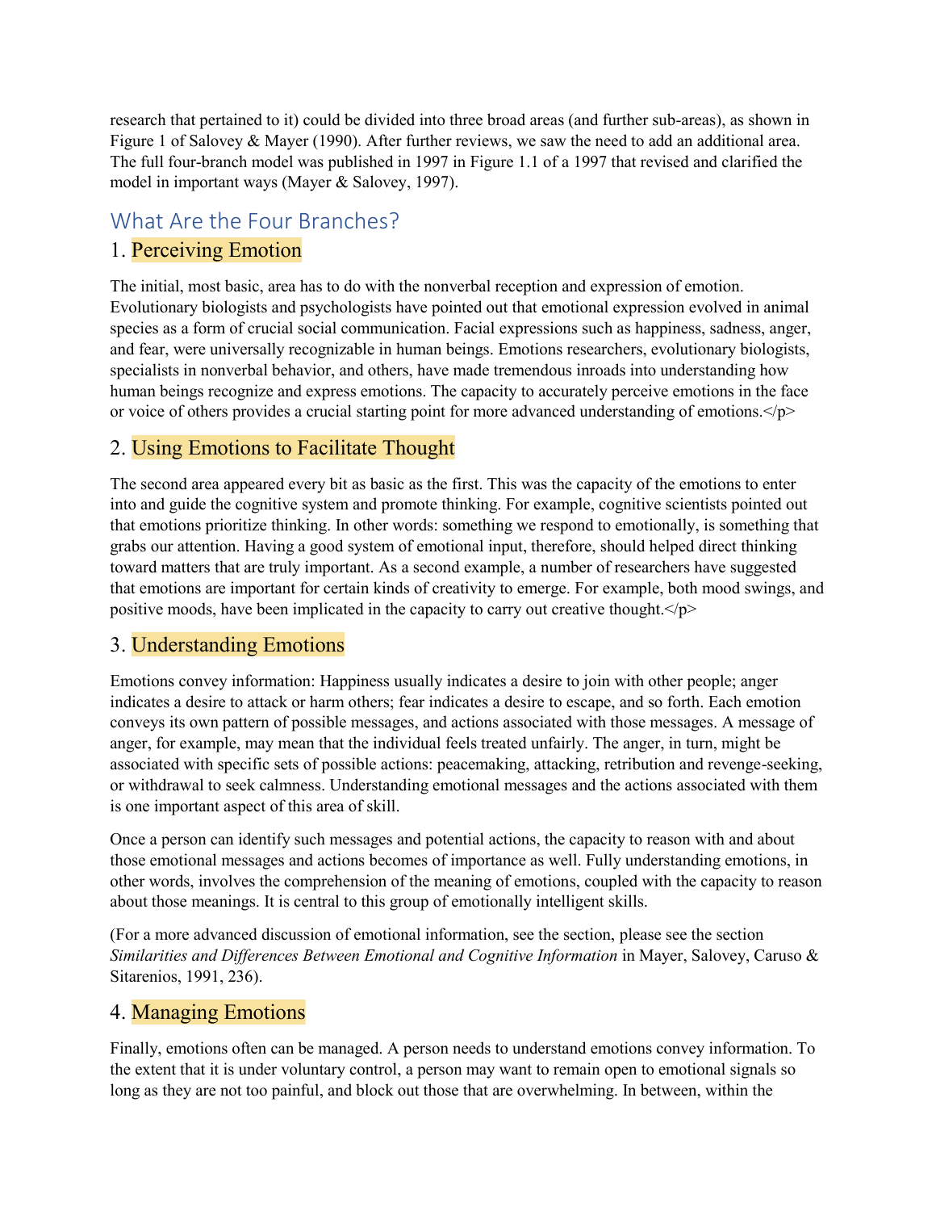research that pertained to it) could be divided into three broad areas (and further sub-areas), as shown in Figure 1 of Salovey & Mayer (1990). After further reviews, we saw the need to add an additional area. The full four-branch model was published in 1997 in Figure 1.1 of a 1997 that revised and clarified the model in important ways (Mayer & Salovey, 1997).

## What Are the Four Branches?

### 1. Perceiving Emotion

The initial, most basic, area has to do with the nonverbal reception and expression of emotion. Evolutionary biologists and psychologists have pointed out that emotional expression evolved in animal species as a form of crucial social communication. Facial expressions such as happiness, sadness, anger, and fear, were universally recognizable in human beings. Emotions researchers, evolutionary biologists, specialists in nonverbal behavior, and others, have made tremendous inroads into understanding how human beings recognize and express emotions. The capacity to accurately perceive emotions in the face or voice of others provides a crucial starting point for more advanced understanding of emotions.</p>

### 2. Using Emotions to Facilitate Thought

The second area appeared every bit as basic as the first. This was the capacity of the emotions to enter into and guide the cognitive system and promote thinking. For example, cognitive scientists pointed out that emotions prioritize thinking. In other words: something we respond to emotionally, is something that grabs our attention. Having a good system of emotional input, therefore, should helped direct thinking toward matters that are truly important. As a second example, a number of researchers have suggested that emotions are important for certain kinds of creativity to emerge. For example, both mood swings, and positive moods, have been implicated in the capacity to carry out creative thought.</p>

### 3. Understanding Emotions

Emotions convey information: Happiness usually indicates a desire to join with other people; anger indicates a desire to attack or harm others; fear indicates a desire to escape, and so forth. Each emotion conveys its own pattern of possible messages, and actions associated with those messages. A message of anger, for example, may mean that the individual feels treated unfairly. The anger, in turn, might be associated with specific sets of possible actions: peacemaking, attacking, retribution and revenge-seeking, or withdrawal to seek calmness. Understanding emotional messages and the actions associated with them is one important aspect of this area of skill.

Once a person can identify such messages and potential actions, the capacity to reason with and about those emotional messages and actions becomes of importance as well. Fully understanding emotions, in other words, involves the comprehension of the meaning of emotions, coupled with the capacity to reason about those meanings. It is central to this group of emotionally intelligent skills.

(For a more advanced discussion of emotional information, see the section, please see the section *Similarities and Differences Between Emotional and Cognitive Information* in Mayer, Salovey, Caruso & Sitarenios, 1991, 236).

### 4. Managing Emotions

Finally, emotions often can be managed. A person needs to understand emotions convey information. To the extent that it is under voluntary control, a person may want to remain open to emotional signals so long as they are not too painful, and block out those that are overwhelming. In between, within the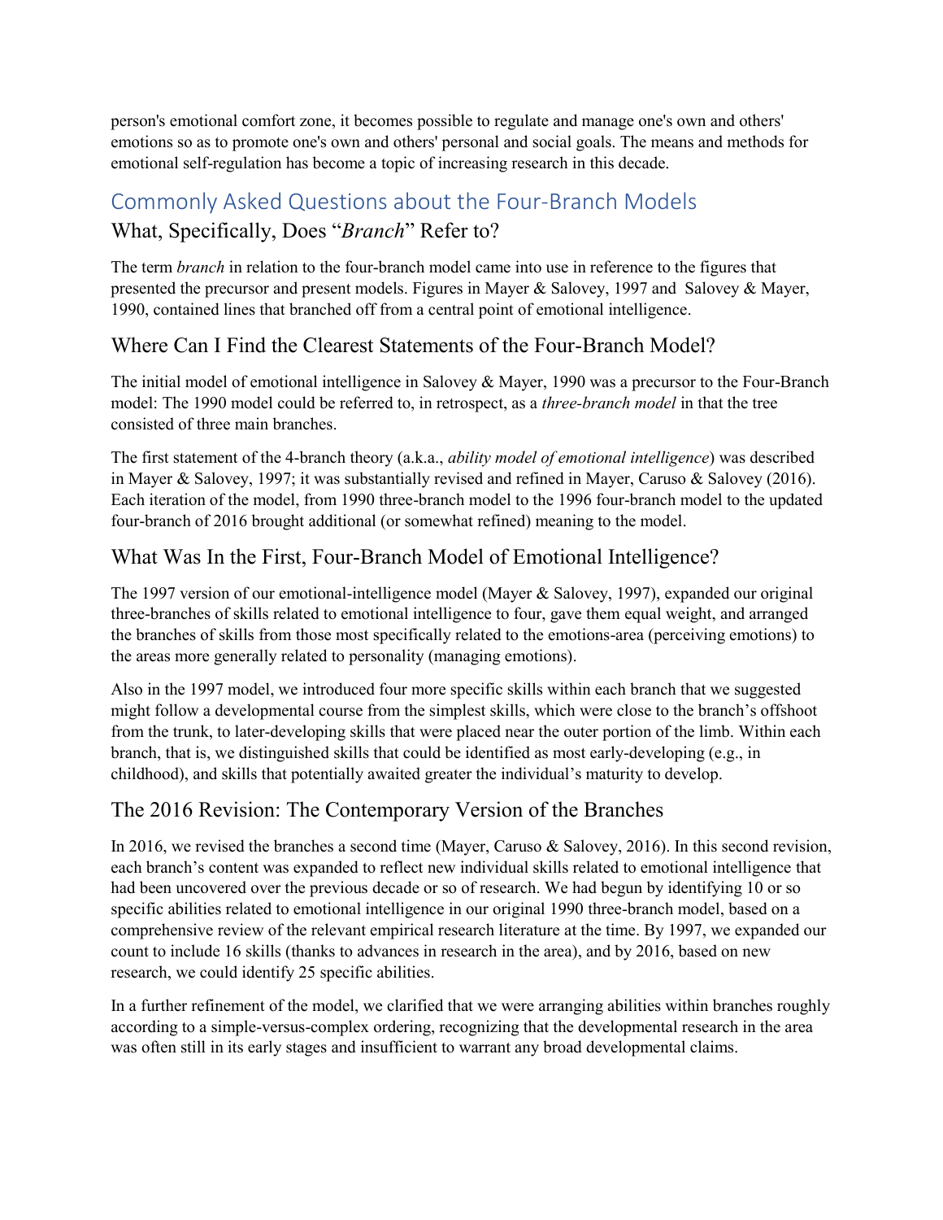person's emotional comfort zone, it becomes possible to regulate and manage one's own and others' emotions so as to promote one's own and others' personal and social goals. The means and methods for emotional self-regulation has become a topic of increasing research in this decade.

## Commonly Asked Questions about the Four-Branch Models

### What, Specifically, Does "*Branch*" Refer to?

The term *branch* in relation to the four-branch model came into use in reference to the figures that presented the precursor and present models. Figures in Mayer & Salovey, 1997 and Salovey & Mayer, 1990, contained lines that branched off from a central point of emotional intelligence.

### Where Can I Find the Clearest Statements of the Four-Branch Model?

The initial model of emotional intelligence in Salovey & Mayer, 1990 was a precursor to the Four-Branch model: The 1990 model could be referred to, in retrospect, as a *three-branch model* in that the tree consisted of three main branches.

The first statement of the 4-branch theory (a.k.a., *ability model of emotional intelligence*) was described in Mayer & Salovey, 1997; it was substantially revised and refined in Mayer, Caruso & Salovey (2016). Each iteration of the model, from 1990 three-branch model to the 1996 four-branch model to the updated four-branch of 2016 brought additional (or somewhat refined) meaning to the model.

### What Was In the First, Four-Branch Model of Emotional Intelligence?

The 1997 version of our emotional-intelligence model (Mayer & Salovey, 1997), expanded our original three-branches of skills related to emotional intelligence to four, gave them equal weight, and arranged the branches of skills from those most specifically related to the emotions-area (perceiving emotions) to the areas more generally related to personality (managing emotions).

Also in the 1997 model, we introduced four more specific skills within each branch that we suggested might follow a developmental course from the simplest skills, which were close to the branch's offshoot from the trunk, to later-developing skills that were placed near the outer portion of the limb. Within each branch, that is, we distinguished skills that could be identified as most early-developing (e.g., in childhood), and skills that potentially awaited greater the individual's maturity to develop.

### The 2016 Revision: The Contemporary Version of the Branches

In 2016, we revised the branches a second time (Mayer, Caruso & Salovey, 2016). In this second revision, each branch's content was expanded to reflect new individual skills related to emotional intelligence that had been uncovered over the previous decade or so of research. We had begun by identifying 10 or so specific abilities related to emotional intelligence in our original 1990 three-branch model, based on a comprehensive review of the relevant empirical research literature at the time. By 1997, we expanded our count to include 16 skills (thanks to advances in research in the area), and by 2016, based on new research, we could identify 25 specific abilities.

In a further refinement of the model, we clarified that we were arranging abilities within branches roughly according to a simple-versus-complex ordering, recognizing that the developmental research in the area was often still in its early stages and insufficient to warrant any broad developmental claims.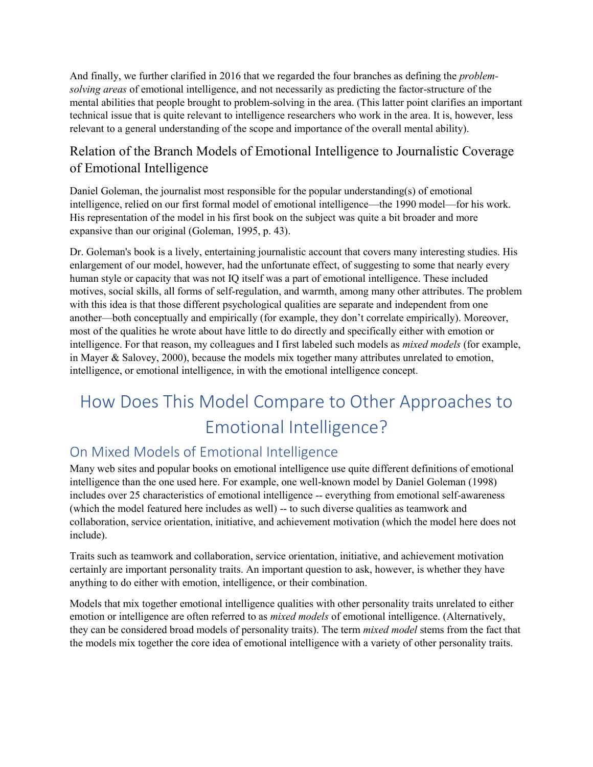And finally, we further clarified in 2016 that we regarded the four branches as defining the *problem-solving areas* of emotional intelligence, and not necessarily as predicting the factor-structure of the mental abilities that people brought to problem-solving in the area. (This latter point clarifies an important technical issue that is quite relevant to intelligence researchers who work in the area. It is, however, less relevant to a general understanding of the scope and importance of the overall mental ability).

### Relation of the Branch Models of Emotional Intelligence to Journalistic Coverage of Emotional Intelligence

Daniel Goleman, the journalist most responsible for the popular understanding(s) of emotional intelligence, relied on our first formal model of emotional intelligence—the 1990 model—for his work. His representation of the model in his first book on the subject was quite a bit broader and more expansive than our original (Goleman, 1995, p. 43).

Dr. Goleman's book is a lively, entertaining journalistic account that covers many interesting studies. His enlargement of our model, however, had the unfortunate effect, of suggesting to some that nearly every human style or capacity that was not IQ itself was a part of emotional intelligence. These included motives, social skills, all forms of self-regulation, and warmth, among many other attributes. The problem with this idea is that those different psychological qualities are separate and independent from one another—both conceptually and empirically (for example, they don't correlate empirically). Moreover, most of the qualities he wrote about have little to do directly and specifically either with emotion or intelligence. For that reason, my colleagues and I first labeled such models as *mixed models* (for example, in Mayer & Salovey, 2000), because the models mix together many attributes unrelated to emotion, intelligence, or emotional intelligence, in with the emotional intelligence concept.

# How Does This Model Compare to Other Approaches to Emotional Intelligence?

## On Mixed Models of Emotional Intelligence

Many web sites and popular books on emotional intelligence use quite different definitions of emotional intelligence than the one used here. For example, one well-known model by Daniel Goleman (1998) includes over 25 characteristics of emotional intelligence -- everything from emotional self-awareness (which the model featured here includes as well) -- to such diverse qualities as teamwork and collaboration, service orientation, initiative, and achievement motivation (which the model here does not include).

Traits such as teamwork and collaboration, service orientation, initiative, and achievement motivation certainly are important personality traits. An important question to ask, however, is whether they have anything to do either with emotion, intelligence, or their combination.

Models that mix together emotional intelligence qualities with other personality traits unrelated to either emotion or intelligence are often referred to as *mixed models* of emotional intelligence. (Alternatively, they can be considered broad models of personality traits). The term *mixed model* stems from the fact that the models mix together the core idea of emotional intelligence with a variety of other personality traits.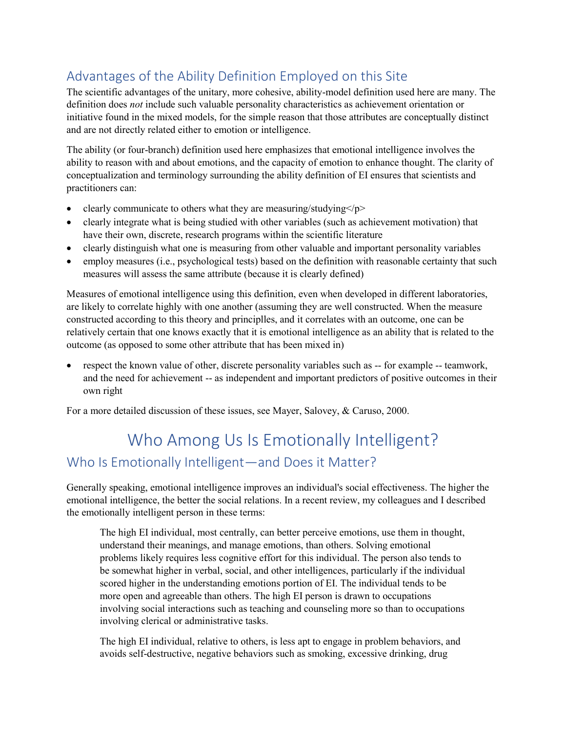## Advantages of the Ability Definition Employed on this Site

The scientific advantages of the unitary, more cohesive, ability-model definition used here are many. The definition does *not* include such valuable personality characteristics as achievement orientation or initiative found in the mixed models, for the simple reason that those attributes are conceptually distinct and are not directly related either to emotion or intelligence.

The ability (or four-branch) definition used here emphasizes that emotional intelligence involves the ability to reason with and about emotions, and the capacity of emotion to enhance thought. The clarity of conceptualization and terminology surrounding the ability definition of EI ensures that scientists and practitioners can:

- clearly communicate to others what they are measuring/studying</p>
- clearly integrate what is being studied with other variables (such as achievement motivation) that have their own, discrete, research programs within the scientific literature
- clearly distinguish what one is measuring from other valuable and important personality variables
- employ measures (i.e., psychological tests) based on the definition with reasonable certainty that such measures will assess the same attribute (because it is clearly defined)

Measures of emotional intelligence using this definition, even when developed in different laboratories, are likely to correlate highly with one another (assuming they are well constructed. When the measure constructed according to this theory and principlles, and it correlates with an outcome, one can be relatively certain that one knows exactly that it is emotional intelligence as an ability that is related to the outcome (as opposed to some other attribute that has been mixed in)

- respect the known value of other, discrete personality variables such as -- for example -- teamwork, and the need for achievement -- as independent and important predictors of positive outcomes in their own right

For a more detailed discussion of these issues, see Mayer, Salovey, & Caruso, 2000.

# Who Among Us Is Emotionally Intelligent?

## Who Is Emotionally Intelligent—and Does it Matter?

Generally speaking, emotional intelligence improves an individual's social effectiveness. The higher the emotional intelligence, the better the social relations. In a recent review, my colleagues and I described the emotionally intelligent person in these terms:

> The high EI individual, most centrally, can better perceive emotions, use them in thought, understand their meanings, and manage emotions, than others. Solving emotional problems likely requires less cognitive effort for this individual. The person also tends to be somewhat higher in verbal, social, and other intelligences, particularly if the individual scored higher in the understanding emotions portion of EI. The individual tends to be more open and agreeable than others. The high EI person is drawn to occupations involving social interactions such as teaching and counseling more so than to occupations involving clerical or administrative tasks.
>
> The high EI individual, relative to others, is less apt to engage in problem behaviors, and avoids self-destructive, negative behaviors such as smoking, excessive drinking, drug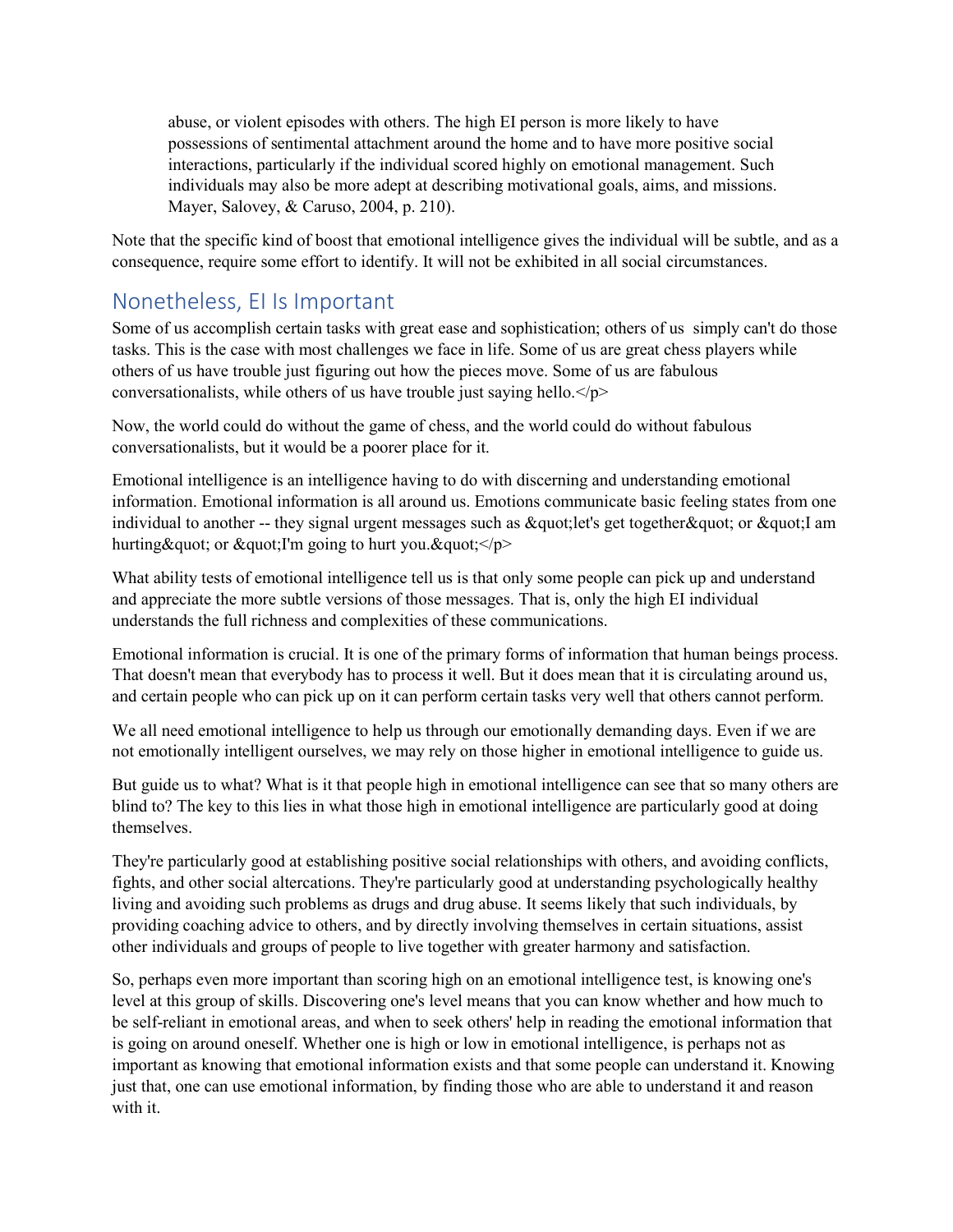> abuse, or violent episodes with others. The high EI person is more likely to have possessions of sentimental attachment around the home and to have more positive social interactions, particularly if the individual scored highly on emotional management. Such individuals may also be more adept at describing motivational goals, aims, and missions. Mayer, Salovey, & Caruso, 2004, p. 210).

Note that the specific kind of boost that emotional intelligence gives the individual will be subtle, and as a consequence, require some effort to identify. It will not be exhibited in all social circumstances.

## Nonetheless, EI Is Important

Some of us accomplish certain tasks with great ease and sophistication; others of us simply can't do those tasks. This is the case with most challenges we face in life. Some of us are great chess players while others of us have trouble just figuring out how the pieces move. Some of us are fabulous conversationalists, while others of us have trouble just saying hello.</p>

Now, the world could do without the game of chess, and the world could do without fabulous conversationalists, but it would be a poorer place for it.

Emotional intelligence is an intelligence having to do with discerning and understanding emotional information. Emotional information is all around us. Emotions communicate basic feeling states from one individual to another -- they signal urgent messages such as &quot;let's get together&quot; or &quot;I am hurting&quot; or &quot;I'm going to hurt you.&quot;</p>

What ability tests of emotional intelligence tell us is that only some people can pick up and understand and appreciate the more subtle versions of those messages. That is, only the high EI individual understands the full richness and complexities of these communications.

Emotional information is crucial. It is one of the primary forms of information that human beings process. That doesn't mean that everybody has to process it well. But it does mean that it is circulating around us, and certain people who can pick up on it can perform certain tasks very well that others cannot perform.

We all need emotional intelligence to help us through our emotionally demanding days. Even if we are not emotionally intelligent ourselves, we may rely on those higher in emotional intelligence to guide us.

But guide us to what? What is it that people high in emotional intelligence can see that so many others are blind to? The key to this lies in what those high in emotional intelligence are particularly good at doing themselves.

They're particularly good at establishing positive social relationships with others, and avoiding conflicts, fights, and other social altercations. They're particularly good at understanding psychologically healthy living and avoiding such problems as drugs and drug abuse. It seems likely that such individuals, by providing coaching advice to others, and by directly involving themselves in certain situations, assist other individuals and groups of people to live together with greater harmony and satisfaction.

So, perhaps even more important than scoring high on an emotional intelligence test, is knowing one's level at this group of skills. Discovering one's level means that you can know whether and how much to be self-reliant in emotional areas, and when to seek others' help in reading the emotional information that is going on around oneself. Whether one is high or low in emotional intelligence, is perhaps not as important as knowing that emotional information exists and that some people can understand it. Knowing just that, one can use emotional information, by finding those who are able to understand it and reason with it.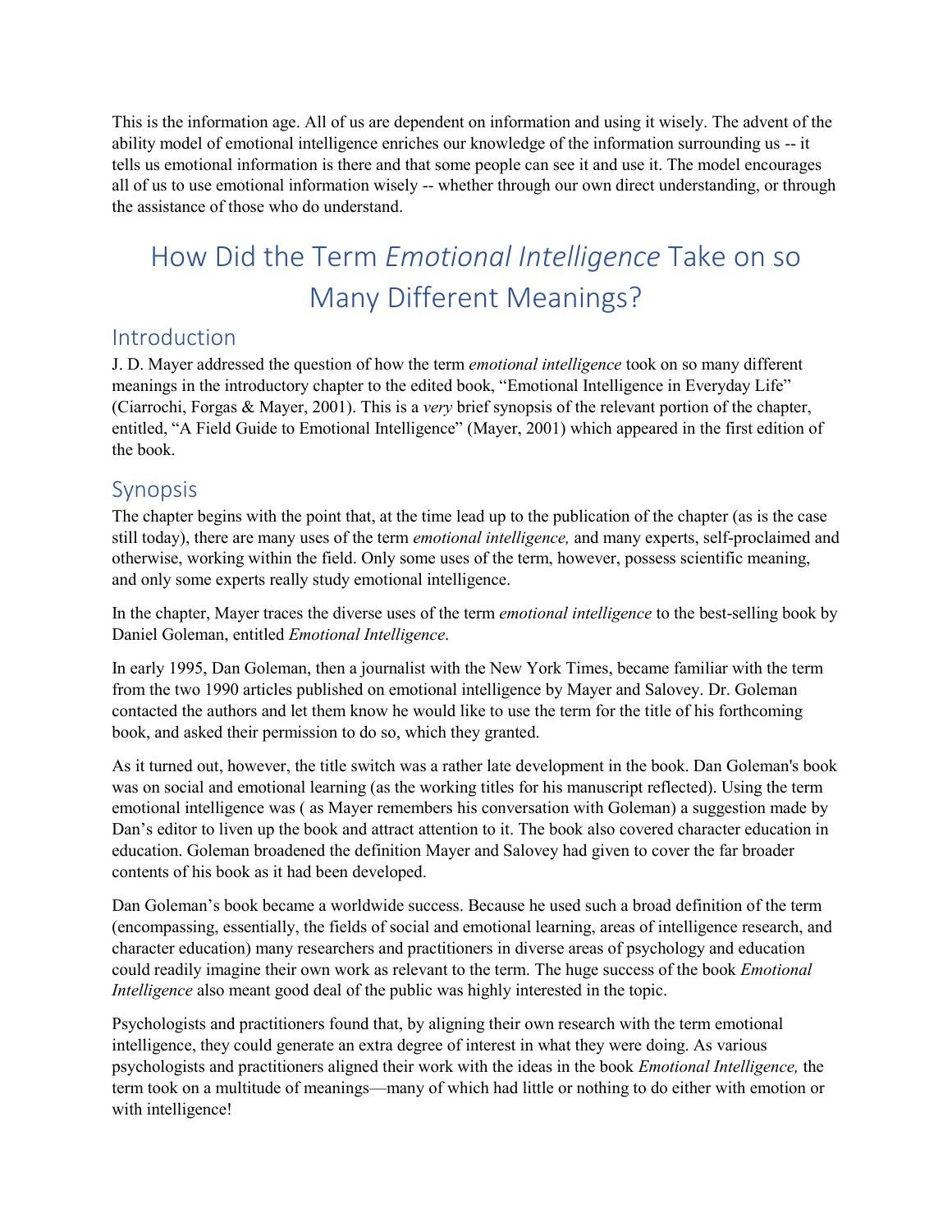This is the information age. All of us are dependent on information and using it wisely. The advent of the ability model of emotional intelligence enriches our knowledge of the information surrounding us -- it tells us emotional information is there and that some people can see it and use it. The model encourages all of us to use emotional information wisely -- whether through our own direct understanding, or through the assistance of those who do understand.

# How Did the Term *Emotional Intelligence* Take on so Many Different Meanings?

## Introduction

J. D. Mayer addressed the question of how the term *emotional intelligence* took on so many different meanings in the introductory chapter to the edited book, "Emotional Intelligence in Everyday Life" (Ciarrochi, Forgas & Mayer, 2001). This is a *very* brief synopsis of the relevant portion of the chapter, entitled, "A Field Guide to Emotional Intelligence" (Mayer, 2001) which appeared in the first edition of the book.

## Synopsis

The chapter begins with the point that, at the time lead up to the publication of the chapter (as is the case still today), there are many uses of the term *emotional intelligence,* and many experts, self-proclaimed and otherwise, working within the field. Only some uses of the term, however, possess scientific meaning, and only some experts really study emotional intelligence.

In the chapter, Mayer traces the diverse uses of the term *emotional intelligence* to the best-selling book by Daniel Goleman, entitled *Emotional Intelligence*.

In early 1995, Dan Goleman, then a journalist with the New York Times, became familiar with the term from the two 1990 articles published on emotional intelligence by Mayer and Salovey. Dr. Goleman contacted the authors and let them know he would like to use the term for the title of his forthcoming book, and asked their permission to do so, which they granted.

As it turned out, however, the title switch was a rather late development in the book. Dan Goleman's book was on social and emotional learning (as the working titles for his manuscript reflected). Using the term emotional intelligence was ( as Mayer remembers his conversation with Goleman) a suggestion made by Dan's editor to liven up the book and attract attention to it. The book also covered character education in education. Goleman broadened the definition Mayer and Salovey had given to cover the far broader contents of his book as it had been developed.

Dan Goleman's book became a worldwide success. Because he used such a broad definition of the term (encompassing, essentially, the fields of social and emotional learning, areas of intelligence research, and character education) many researchers and practitioners in diverse areas of psychology and education could readily imagine their own work as relevant to the term. The huge success of the book *Emotional Intelligence* also meant good deal of the public was highly interested in the topic.

Psychologists and practitioners found that, by aligning their own research with the term emotional intelligence, they could generate an extra degree of interest in what they were doing. As various psychologists and practitioners aligned their work with the ideas in the book *Emotional Intelligence,* the term took on a multitude of meanings—many of which had little or nothing to do either with emotion or with intelligence!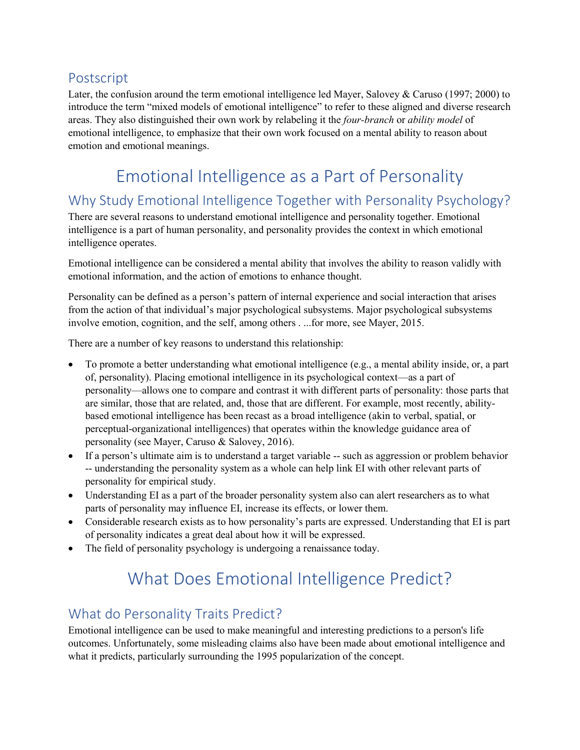## Postscript

Later, the confusion around the term emotional intelligence led Mayer, Salovey & Caruso (1997; 2000) to introduce the term "mixed models of emotional intelligence" to refer to these aligned and diverse research areas. They also distinguished their own work by relabeling it the *four-branch* or *ability model* of emotional intelligence, to emphasize that their own work focused on a mental ability to reason about emotion and emotional meanings.

# Emotional Intelligence as a Part of Personality

## Why Study Emotional Intelligence Together with Personality Psychology?

There are several reasons to understand emotional intelligence and personality together. Emotional intelligence is a part of human personality, and personality provides the context in which emotional intelligence operates.

Emotional intelligence can be considered a mental ability that involves the ability to reason validly with emotional information, and the action of emotions to enhance thought.

Personality can be defined as a person's pattern of internal experience and social interaction that arises from the action of that individual's major psychological subsystems. Major psychological subsystems involve emotion, cognition, and the self, among others . ...for more, see Mayer, 2015.

There are a number of key reasons to understand this relationship:

- To promote a better understanding what emotional intelligence (e.g., a mental ability inside, or, a part of, personality). Placing emotional intelligence in its psychological context—as a part of personality—allows one to compare and contrast it with different parts of personality: those parts that are similar, those that are related, and, those that are different. For example, most recently, ability-based emotional intelligence has been recast as a broad intelligence (akin to verbal, spatial, or perceptual-organizational intelligences) that operates within the knowledge guidance area of personality (see Mayer, Caruso & Salovey, 2016).
- If a person's ultimate aim is to understand a target variable -- such as aggression or problem behavior -- understanding the personality system as a whole can help link EI with other relevant parts of personality for empirical study.
- Understanding EI as a part of the broader personality system also can alert researchers as to what parts of personality may influence EI, increase its effects, or lower them.
- Considerable research exists as to how personality's parts are expressed. Understanding that EI is part of personality indicates a great deal about how it will be expressed.
- The field of personality psychology is undergoing a renaissance today.

# What Does Emotional Intelligence Predict?

## What do Personality Traits Predict?

Emotional intelligence can be used to make meaningful and interesting predictions to a person's life outcomes. Unfortunately, some misleading claims also have been made about emotional intelligence and what it predicts, particularly surrounding the 1995 popularization of the concept.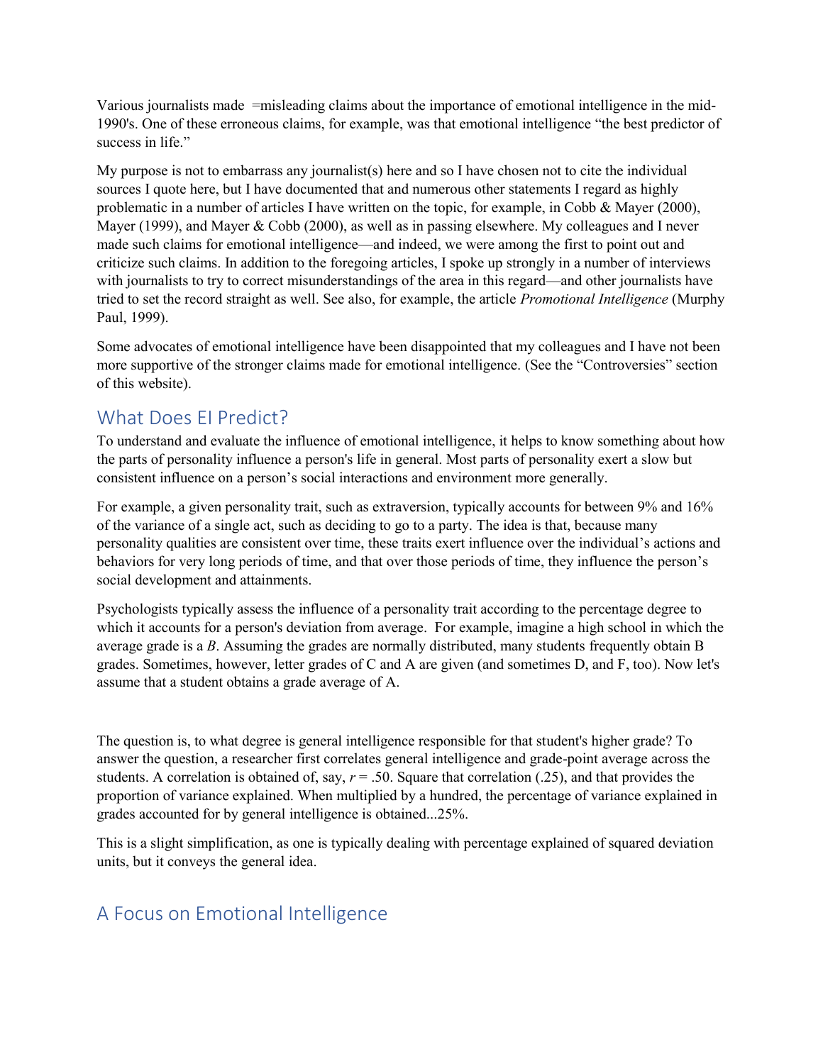Various journalists made =misleading claims about the importance of emotional intelligence in the mid-1990's. One of these erroneous claims, for example, was that emotional intelligence "the best predictor of success in life."

My purpose is not to embarrass any journalist(s) here and so I have chosen not to cite the individual sources I quote here, but I have documented that and numerous other statements I regard as highly problematic in a number of articles I have written on the topic, for example, in Cobb & Mayer (2000), Mayer (1999), and Mayer & Cobb (2000), as well as in passing elsewhere. My colleagues and I never made such claims for emotional intelligence—and indeed, we were among the first to point out and criticize such claims. In addition to the foregoing articles, I spoke up strongly in a number of interviews with journalists to try to correct misunderstandings of the area in this regard—and other journalists have tried to set the record straight as well. See also, for example, the article *Promotional Intelligence* (Murphy Paul, 1999).

Some advocates of emotional intelligence have been disappointed that my colleagues and I have not been more supportive of the stronger claims made for emotional intelligence. (See the "Controversies" section of this website).

## What Does EI Predict?

To understand and evaluate the influence of emotional intelligence, it helps to know something about how the parts of personality influence a person's life in general. Most parts of personality exert a slow but consistent influence on a person's social interactions and environment more generally.

For example, a given personality trait, such as extraversion, typically accounts for between 9% and 16% of the variance of a single act, such as deciding to go to a party. The idea is that, because many personality qualities are consistent over time, these traits exert influence over the individual's actions and behaviors for very long periods of time, and that over those periods of time, they influence the person's social development and attainments.

Psychologists typically assess the influence of a personality trait according to the percentage degree to which it accounts for a person's deviation from average. For example, imagine a high school in which the average grade is a *B*. Assuming the grades are normally distributed, many students frequently obtain B grades. Sometimes, however, letter grades of C and A are given (and sometimes D, and F, too). Now let's assume that a student obtains a grade average of A.

The question is, to what degree is general intelligence responsible for that student's higher grade? To answer the question, a researcher first correlates general intelligence and grade-point average across the students. A correlation is obtained of, say, $r = .50$. Square that correlation (.25), and that provides the proportion of variance explained. When multiplied by a hundred, the percentage of variance explained in grades accounted for by general intelligence is obtained...25%.

This is a slight simplification, as one is typically dealing with percentage explained of squared deviation units, but it conveys the general idea.

## A Focus on Emotional Intelligence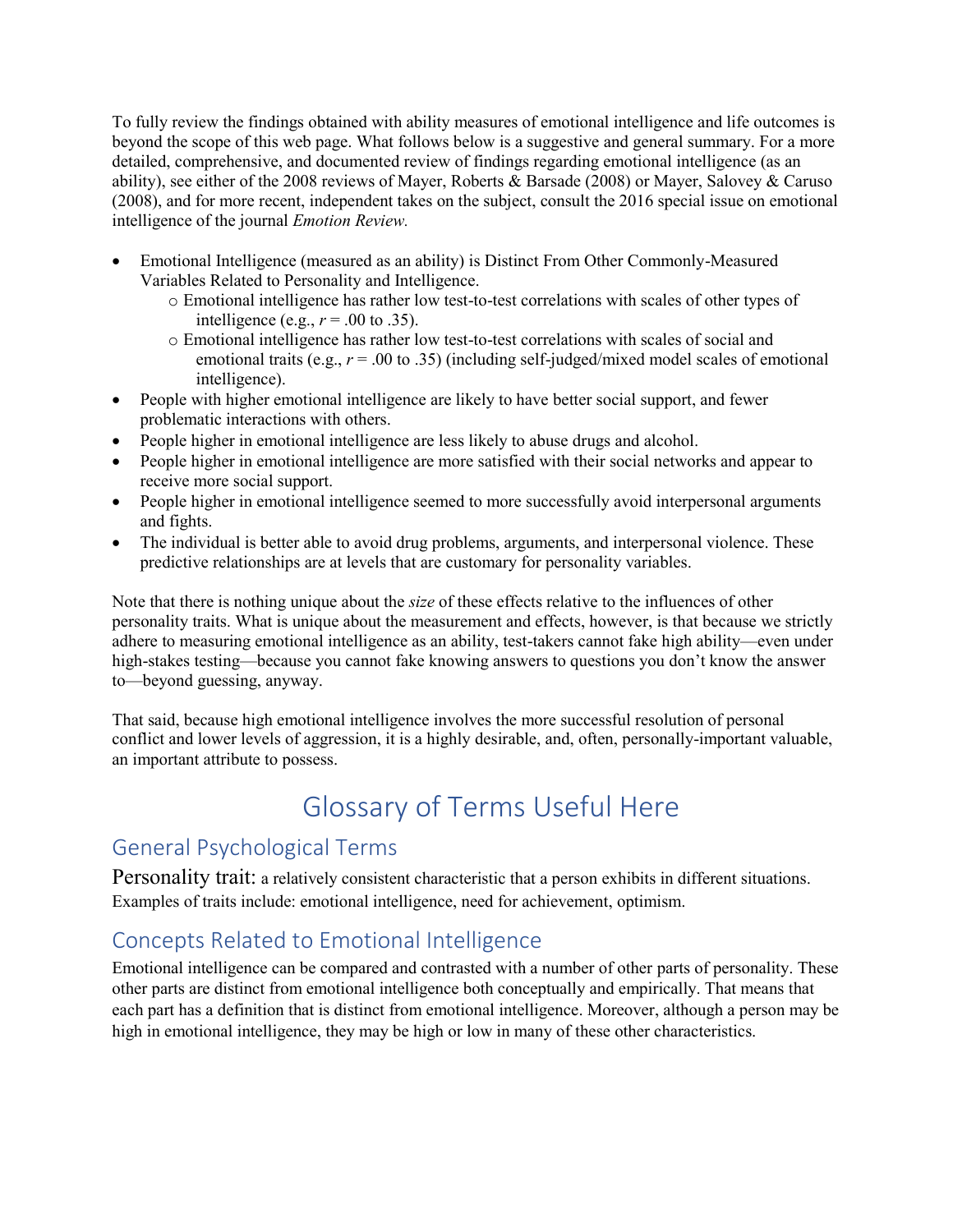To fully review the findings obtained with ability measures of emotional intelligence and life outcomes is beyond the scope of this web page. What follows below is a suggestive and general summary. For a more detailed, comprehensive, and documented review of findings regarding emotional intelligence (as an ability), see either of the 2008 reviews of Mayer, Roberts & Barsade (2008) or Mayer, Salovey & Caruso (2008), and for more recent, independent takes on the subject, consult the 2016 special issue on emotional intelligence of the journal *Emotion Review.*

- Emotional Intelligence (measured as an ability) is Distinct From Other Commonly-Measured Variables Related to Personality and Intelligence.
    - Emotional intelligence has rather low test-to-test correlations with scales of other types of intelligence (e.g., $r = .00$ to $.35$).
    - Emotional intelligence has rather low test-to-test correlations with scales of social and emotional traits (e.g., $r = .00$ to $.35$) (including self-judged/mixed model scales of emotional intelligence).
- People with higher emotional intelligence are likely to have better social support, and fewer problematic interactions with others.
- People higher in emotional intelligence are less likely to abuse drugs and alcohol.
- People higher in emotional intelligence are more satisfied with their social networks and appear to receive more social support.
- People higher in emotional intelligence seemed to more successfully avoid interpersonal arguments and fights.
- The individual is better able to avoid drug problems, arguments, and interpersonal violence. These predictive relationships are at levels that are customary for personality variables.

Note that there is nothing unique about the *size* of these effects relative to the influences of other personality traits. What is unique about the measurement and effects, however, is that because we strictly adhere to measuring emotional intelligence as an ability, test-takers cannot fake high ability—even under high-stakes testing—because you cannot fake knowing answers to questions you don't know the answer to—beyond guessing, anyway.

That said, because high emotional intelligence involves the more successful resolution of personal conflict and lower levels of aggression, it is a highly desirable, and, often, personally-important valuable, an important attribute to possess.

# Glossary of Terms Useful Here

## General Psychological Terms

Personality trait: a relatively consistent characteristic that a person exhibits in different situations. Examples of traits include: emotional intelligence, need for achievement, optimism.

## Concepts Related to Emotional Intelligence

Emotional intelligence can be compared and contrasted with a number of other parts of personality. These other parts are distinct from emotional intelligence both conceptually and empirically. That means that each part has a definition that is distinct from emotional intelligence. Moreover, although a person may be high in emotional intelligence, they may be high or low in many of these other characteristics.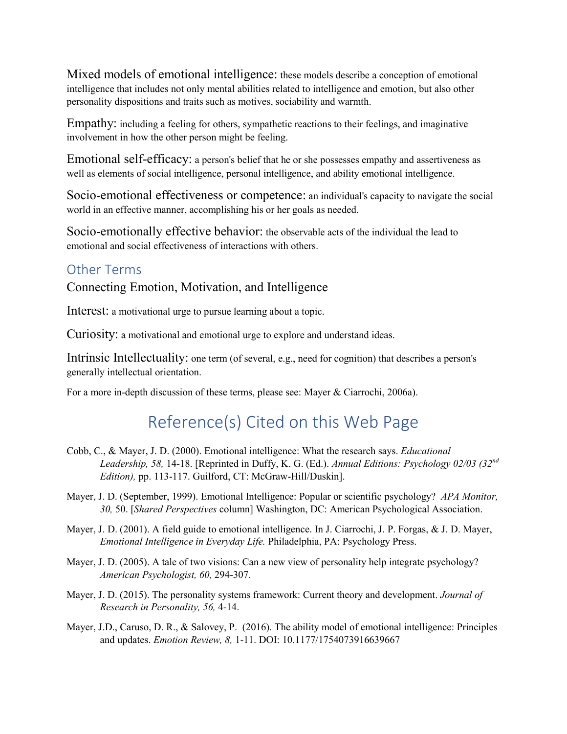Mixed models of emotional intelligence: these models describe a conception of emotional intelligence that includes not only mental abilities related to intelligence and emotion, but also other personality dispositions and traits such as motives, sociability and warmth.

Empathy: including a feeling for others, sympathetic reactions to their feelings, and imaginative involvement in how the other person might be feeling.

Emotional self-efficacy: a person's belief that he or she possesses empathy and assertiveness as well as elements of social intelligence, personal intelligence, and ability emotional intelligence.

Socio-emotional effectiveness or competence: an individual's capacity to navigate the social world in an effective manner, accomplishing his or her goals as needed.

Socio-emotionally effective behavior: the observable acts of the individual the lead to emotional and social effectiveness of interactions with others.

## Other Terms

### Connecting Emotion, Motivation, and Intelligence

Interest: a motivational urge to pursue learning about a topic.

Curiosity: a motivational and emotional urge to explore and understand ideas.

Intrinsic Intellectuality: one term (of several, e.g., need for cognition) that describes a person's generally intellectual orientation.

For a more in-depth discussion of these terms, please see: Mayer & Ciarrochi, 2006a).

# Reference(s) Cited on this Web Page

Cobb, C., & Mayer, J. D. (2000). Emotional intelligence: What the research says. *Educational Leadership, 58,* 14-18. [Reprinted in Duffy, K. G. (Ed.). *Annual Editions: Psychology 02/03 (32nd Edition),* pp. 113-117. Guilford, CT: McGraw-Hill/Duskin].

Mayer, J. D. (September, 1999). Emotional Intelligence: Popular or scientific psychology? *APA Monitor, 30,* 50. [*Shared Perspectives* column] Washington, DC: American Psychological Association.

Mayer, J. D. (2001). A field guide to emotional intelligence. In J. Ciarrochi, J. P. Forgas, & J. D. Mayer, *Emotional Intelligence in Everyday Life.* Philadelphia, PA: Psychology Press.

Mayer, J. D. (2005). A tale of two visions: Can a new view of personality help integrate psychology? *American Psychologist, 60,* 294-307.

Mayer, J. D. (2015). The personality systems framework: Current theory and development. *Journal of Research in Personality, 56,* 4-14.

Mayer, J.D., Caruso, D. R., & Salovey, P. (2016). The ability model of emotional intelligence: Principles and updates. *Emotion Review, 8,* 1-11. DOI: 10.1177/1754073916639667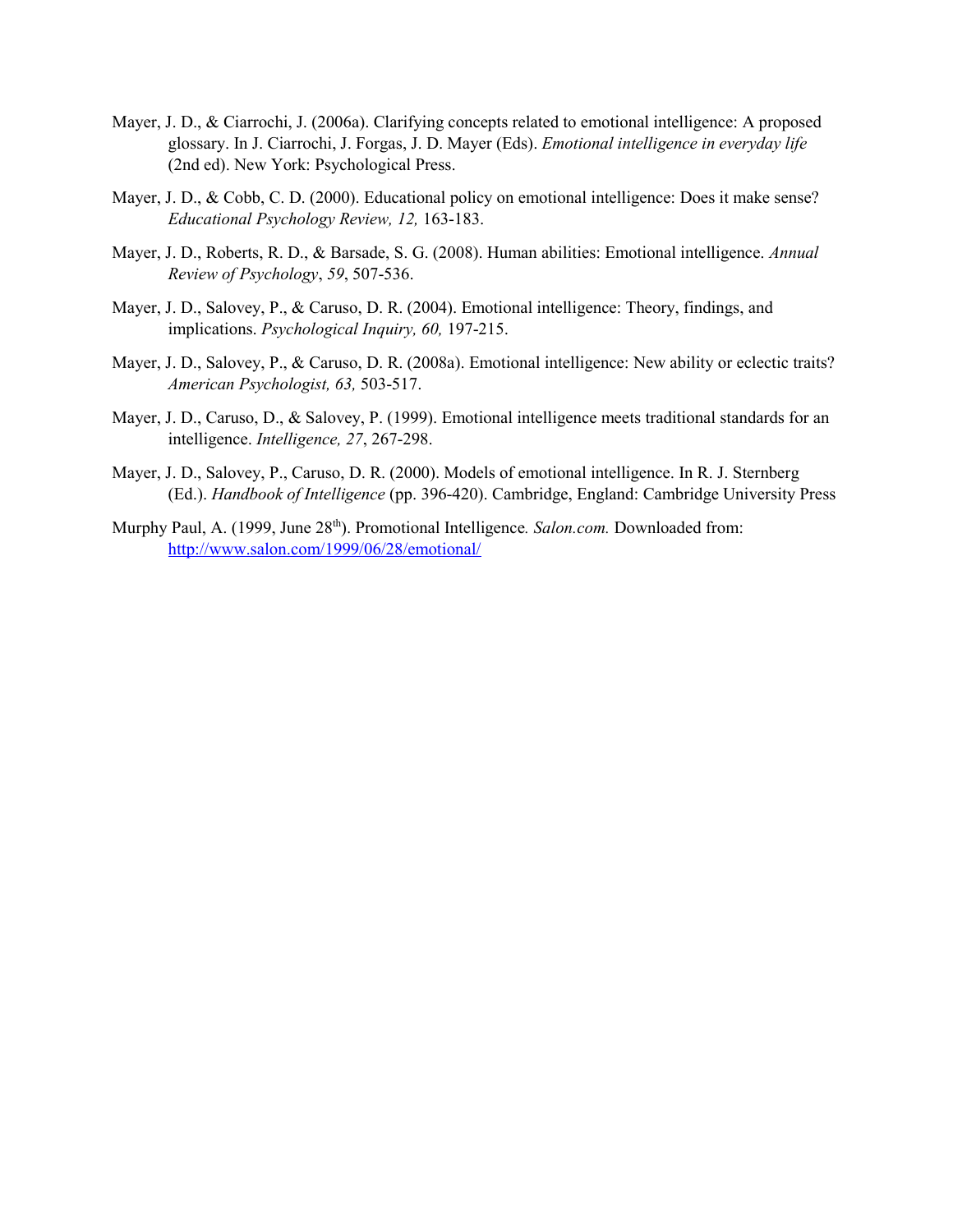Mayer, J. D., & Ciarrochi, J. (2006a). Clarifying concepts related to emotional intelligence: A proposed glossary. In J. Ciarrochi, J. Forgas, J. D. Mayer (Eds). *Emotional intelligence in everyday life* (2nd ed). New York: Psychological Press.

Mayer, J. D., & Cobb, C. D. (2000). Educational policy on emotional intelligence: Does it make sense? *Educational Psychology Review, 12,* 163-183.

Mayer, J. D., Roberts, R. D., & Barsade, S. G. (2008). Human abilities: Emotional intelligence. *Annual Review of Psychology*, *59*, 507-536.

Mayer, J. D., Salovey, P., & Caruso, D. R. (2004). Emotional intelligence: Theory, findings, and implications. *Psychological Inquiry, 60,* 197-215.

Mayer, J. D., Salovey, P., & Caruso, D. R. (2008a). Emotional intelligence: New ability or eclectic traits? *American Psychologist, 63,* 503-517.

Mayer, J. D., Caruso, D., & Salovey, P. (1999). Emotional intelligence meets traditional standards for an intelligence. *Intelligence, 27*, 267-298.

Mayer, J. D., Salovey, P., Caruso, D. R. (2000). Models of emotional intelligence. In R. J. Sternberg (Ed.). *Handbook of Intelligence* (pp. 396-420). Cambridge, England: Cambridge University Press

Murphy Paul, A. (1999, June 28th). Promotional Intelligence*. Salon.com.* Downloaded from: http://www.salon.com/1999/06/28/emotional/